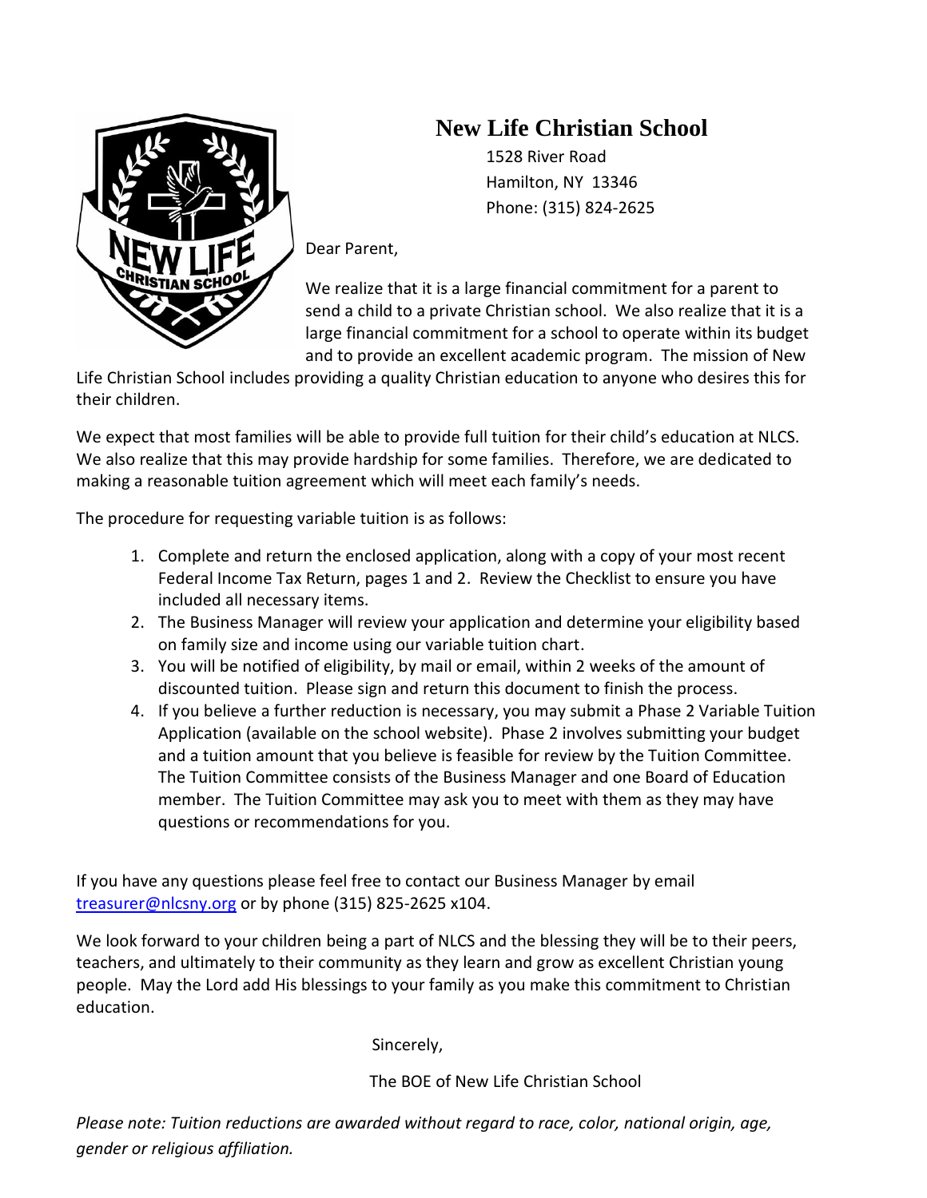# New Life Christian School

1528 River Road
Hamilton, NY 13346
Phone: (315) 824-2625

Dear Parent,

We realize that it is a large financial commitment for a parent to send a child to a private Christian school. We also realize that it is a large financial commitment for a school to operate within its budget and to provide an excellent academic program. The mission of New Life Christian School includes providing a quality Christian education to anyone who desires this for their children.

We expect that most families will be able to provide full tuition for their child's education at NLCS. We also realize that this may provide hardship for some families. Therefore, we are dedicated to making a reasonable tuition agreement which will meet each family's needs.

The procedure for requesting variable tuition is as follows:

1. Complete and return the enclosed application, along with a copy of your most recent Federal Income Tax Return, pages 1 and 2. Review the Checklist to ensure you have included all necessary items.
2. The Business Manager will review your application and determine your eligibility based on family size and income using our variable tuition chart.
3. You will be notified of eligibility, by mail or email, within 2 weeks of the amount of discounted tuition. Please sign and return this document to finish the process.
4. If you believe a further reduction is necessary, you may submit a Phase 2 Variable Tuition Application (available on the school website). Phase 2 involves submitting your budget and a tuition amount that you believe is feasible for review by the Tuition Committee. The Tuition Committee consists of the Business Manager and one Board of Education member. The Tuition Committee may ask you to meet with them as they may have questions or recommendations for you.

If you have any questions please feel free to contact our Business Manager by email treasurer@nlcsny.org or by phone (315) 825-2625 x104.

We look forward to your children being a part of NLCS and the blessing they will be to their peers, teachers, and ultimately to their community as they learn and grow as excellent Christian young people. May the Lord add His blessings to your family as you make this commitment to Christian education.

Sincerely,

The BOE of New Life Christian School

*Please note: Tuition reductions are awarded without regard to race, color, national origin, age, gender or religious affiliation.*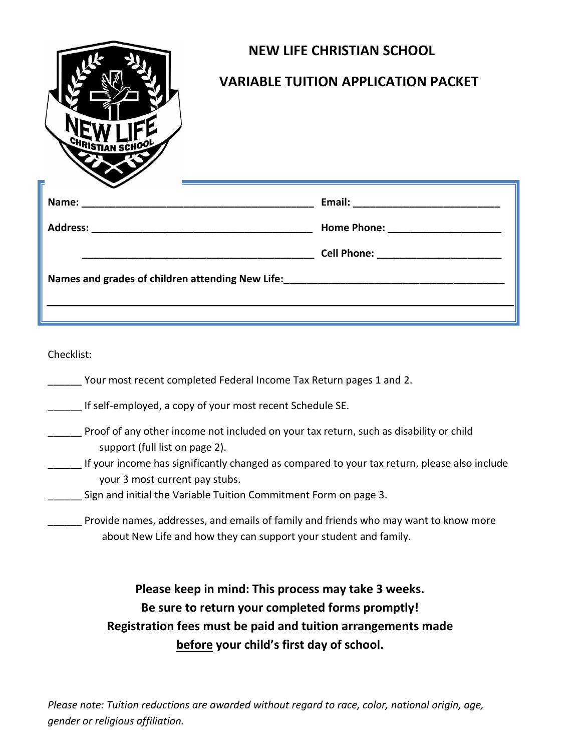# NEW LIFE CHRISTIAN SCHOOL

## VARIABLE TUITION APPLICATION PACKET

**Name:** ________________________________________ **Email:** __________________________

**Address:** ______________________________________ **Home Phone:** ____________________

________________________________________ **Cell Phone:** ______________________

**Names and grades of children attending New Life:**______________________________________

_____________________________________________________________________________

Checklist:

______ Your most recent completed Federal Income Tax Return pages 1 and 2.

______ If self-employed, a copy of your most recent Schedule SE.

______ Proof of any other income not included on your tax return, such as disability or child support (full list on page 2).

______ If your income has significantly changed as compared to your tax return, please also include your 3 most current pay stubs.

______ Sign and initial the Variable Tuition Commitment Form on page 3.

______ Provide names, addresses, and emails of family and friends who may want to know more about New Life and how they can support your student and family.

**Please keep in mind: This process may take 3 weeks.**
**Be sure to return your completed forms promptly!**
**Registration fees must be paid and tuition arrangements made <u>before</u> your child's first day of school.**

*Please note: Tuition reductions are awarded without regard to race, color, national origin, age, gender or religious affiliation.*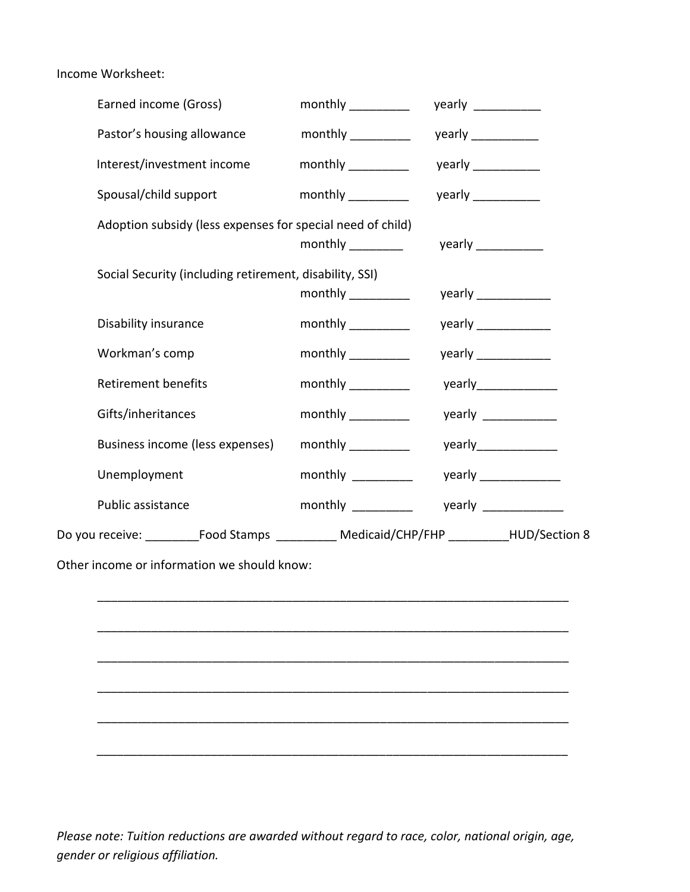Income Worksheet:

| | | |
|---|---|---|
| Earned income (Gross) | monthly _________ | yearly __________ |
| Pastor's housing allowance | monthly _________ | yearly __________ |
| Interest/investment income | monthly _________ | yearly __________ |
| Spousal/child support | monthly _________ | yearly __________ |
| Adoption subsidy (less expenses for special need of child) | monthly ________ | yearly __________ |
| Social Security (including retirement, disability, SSI) | monthly _________ | yearly ___________ |
| Disability insurance | monthly _________ | yearly ___________ |
| Workman's comp | monthly _________ | yearly ___________ |
| Retirement benefits | monthly _________ | yearly____________ |
| Gifts/inheritances | monthly _________ | yearly ___________ |
| Business income (less expenses) | monthly _________ | yearly____________ |
| Unemployment | monthly _________ | yearly ____________ |
| Public assistance | monthly _________ | yearly ____________ |

Do you receive: ________Food Stamps _________ Medicaid/CHP/FHP _________HUD/Section 8

Other income or information we should know:

_______________________________________________________________________

_______________________________________________________________________

_______________________________________________________________________

_______________________________________________________________________

_______________________________________________________________________

_______________________________________________________________________

*Please note: Tuition reductions are awarded without regard to race, color, national origin, age, gender or religious affiliation.*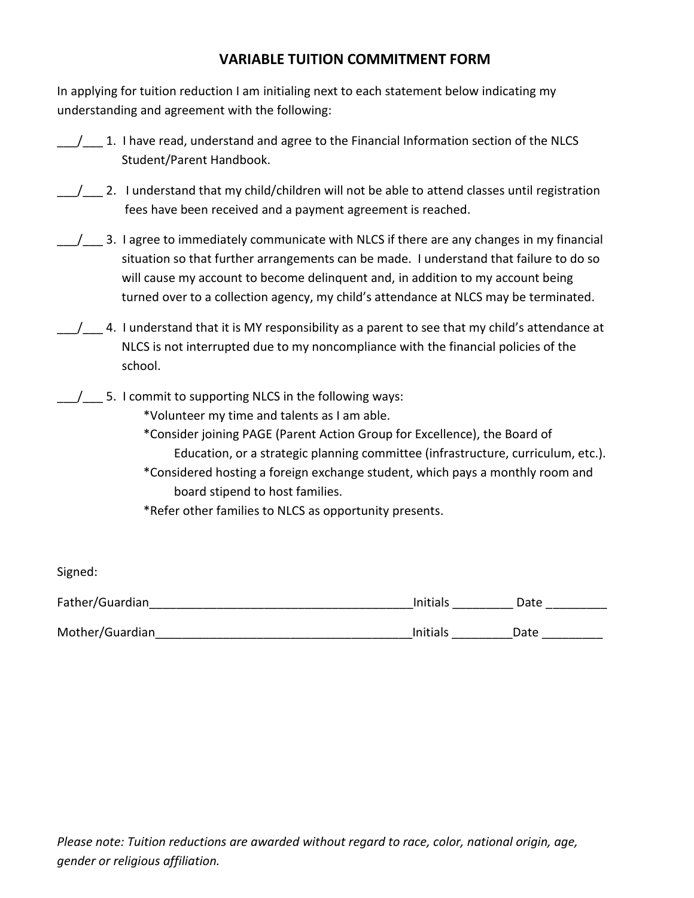# VARIABLE TUITION COMMITMENT FORM

In applying for tuition reduction I am initialing next to each statement below indicating my understanding and agreement with the following:

___/___ 1. I have read, understand and agree to the Financial Information section of the NLCS Student/Parent Handbook.

___/___ 2. I understand that my child/children will not be able to attend classes until registration fees have been received and a payment agreement is reached.

___/___ 3. I agree to immediately communicate with NLCS if there are any changes in my financial situation so that further arrangements can be made. I understand that failure to do so will cause my account to become delinquent and, in addition to my account being turned over to a collection agency, my child's attendance at NLCS may be terminated.

___/___ 4. I understand that it is MY responsibility as a parent to see that my child's attendance at NLCS is not interrupted due to my noncompliance with the financial policies of the school.

___/___ 5. I commit to supporting NLCS in the following ways:

*Volunteer my time and talents as I am able.
*Consider joining PAGE (Parent Action Group for Excellence), the Board of Education, or a strategic planning committee (infrastructure, curriculum, etc.).
*Considered hosting a foreign exchange student, which pays a monthly room and board stipend to host families.
*Refer other families to NLCS as opportunity presents.

Signed:

Father/Guardian_______________________________________Initials _________ Date _________

Mother/Guardian______________________________________Initials _________Date _________

*Please note: Tuition reductions are awarded without regard to race, color, national origin, age, gender or religious affiliation.*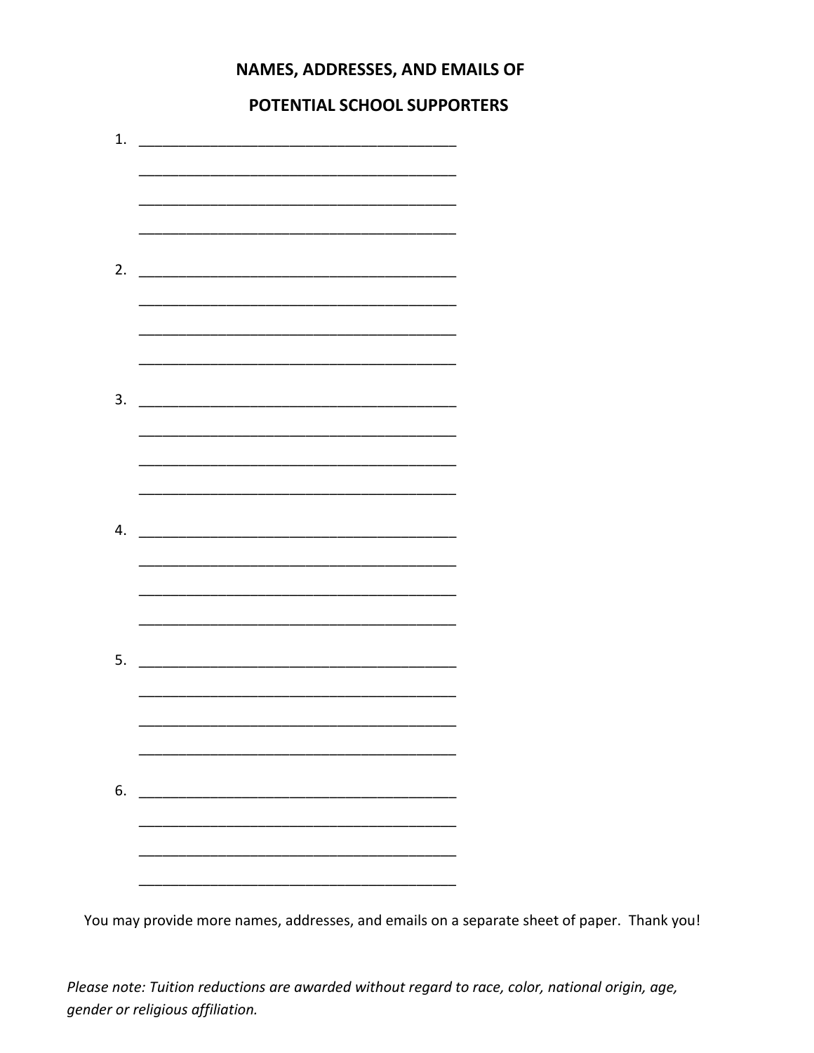## NAMES, ADDRESSES, AND EMAILS OF

## POTENTIAL SCHOOL SUPPORTERS

1. ________________________________________

   ________________________________________

   ________________________________________

   ________________________________________

2. ________________________________________

   ________________________________________

   ________________________________________

   ________________________________________

3. ________________________________________

   ________________________________________

   ________________________________________

   ________________________________________

4. ________________________________________

   ________________________________________

   ________________________________________

   ________________________________________

5. ________________________________________

   ________________________________________

   ________________________________________

   ________________________________________

6. ________________________________________

   ________________________________________

   ________________________________________

   ________________________________________

You may provide more names, addresses, and emails on a separate sheet of paper. Thank you!

*Please note: Tuition reductions are awarded without regard to race, color, national origin, age, gender or religious affiliation.*